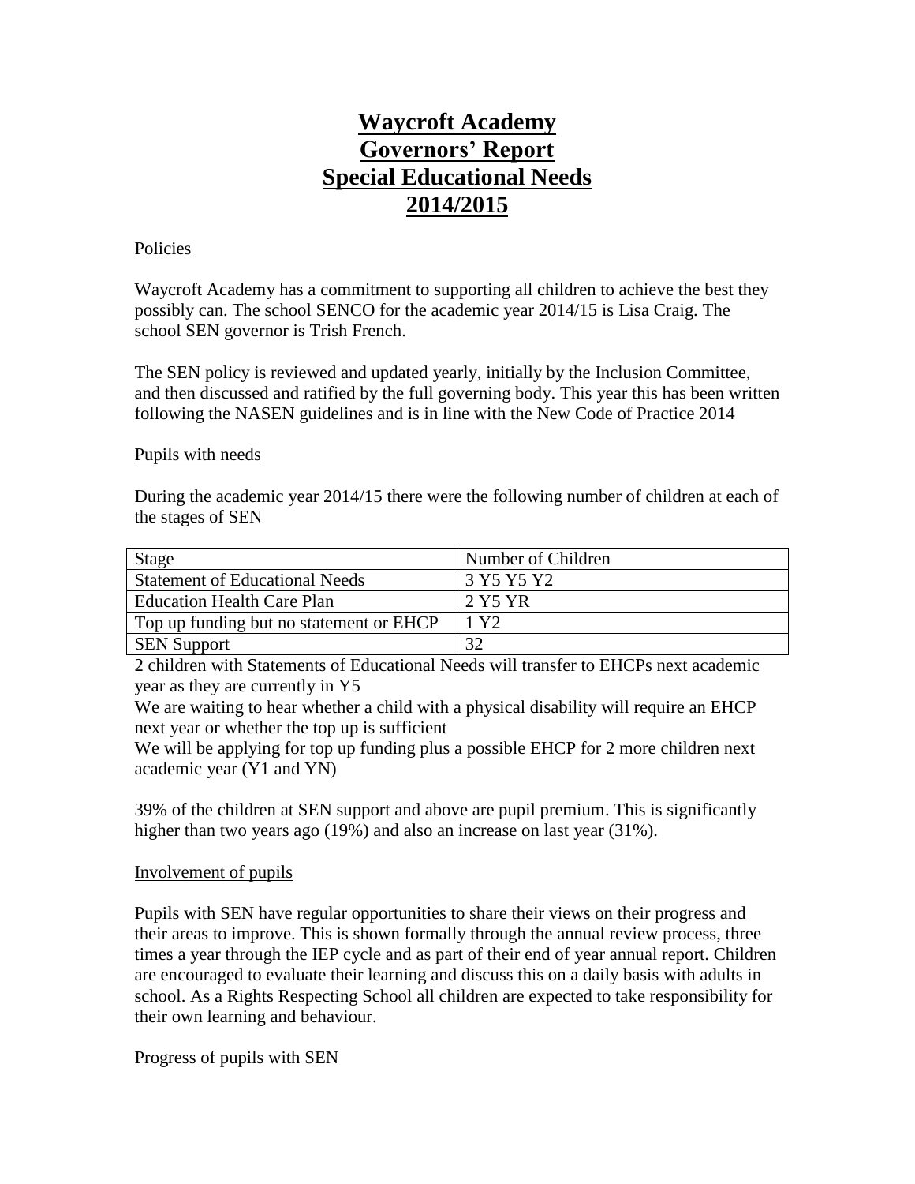# Waycroft Academy
# Governors' Report
# Special Educational Needs
# 2014/2015

## Policies

Waycroft Academy has a commitment to supporting all children to achieve the best they possibly can. The school SENCO for the academic year 2014/15 is Lisa Craig. The school SEN governor is Trish French.

The SEN policy is reviewed and updated yearly, initially by the Inclusion Committee, and then discussed and ratified by the full governing body. This year this has been written following the NASEN guidelines and is in line with the New Code of Practice 2014

## Pupils with needs

During the academic year 2014/15 there were the following number of children at each of the stages of SEN

| Stage | Number of Children |
|---|---|
| Statement of Educational Needs | 3 Y5 Y5 Y2 |
| Education Health Care Plan | 2 Y5 YR |
| Top up funding but no statement or EHCP | 1 Y2 |
| SEN Support | 32 |

2 children with Statements of Educational Needs will transfer to EHCPs next academic year as they are currently in Y5

We are waiting to hear whether a child with a physical disability will require an EHCP next year or whether the top up is sufficient

We will be applying for top up funding plus a possible EHCP for 2 more children next academic year (Y1 and YN)

39% of the children at SEN support and above are pupil premium. This is significantly higher than two years ago (19%) and also an increase on last year (31%).

## Involvement of pupils

Pupils with SEN have regular opportunities to share their views on their progress and their areas to improve. This is shown formally through the annual review process, three times a year through the IEP cycle and as part of their end of year annual report. Children are encouraged to evaluate their learning and discuss this on a daily basis with adults in school. As a Rights Respecting School all children are expected to take responsibility for their own learning and behaviour.

## Progress of pupils with SEN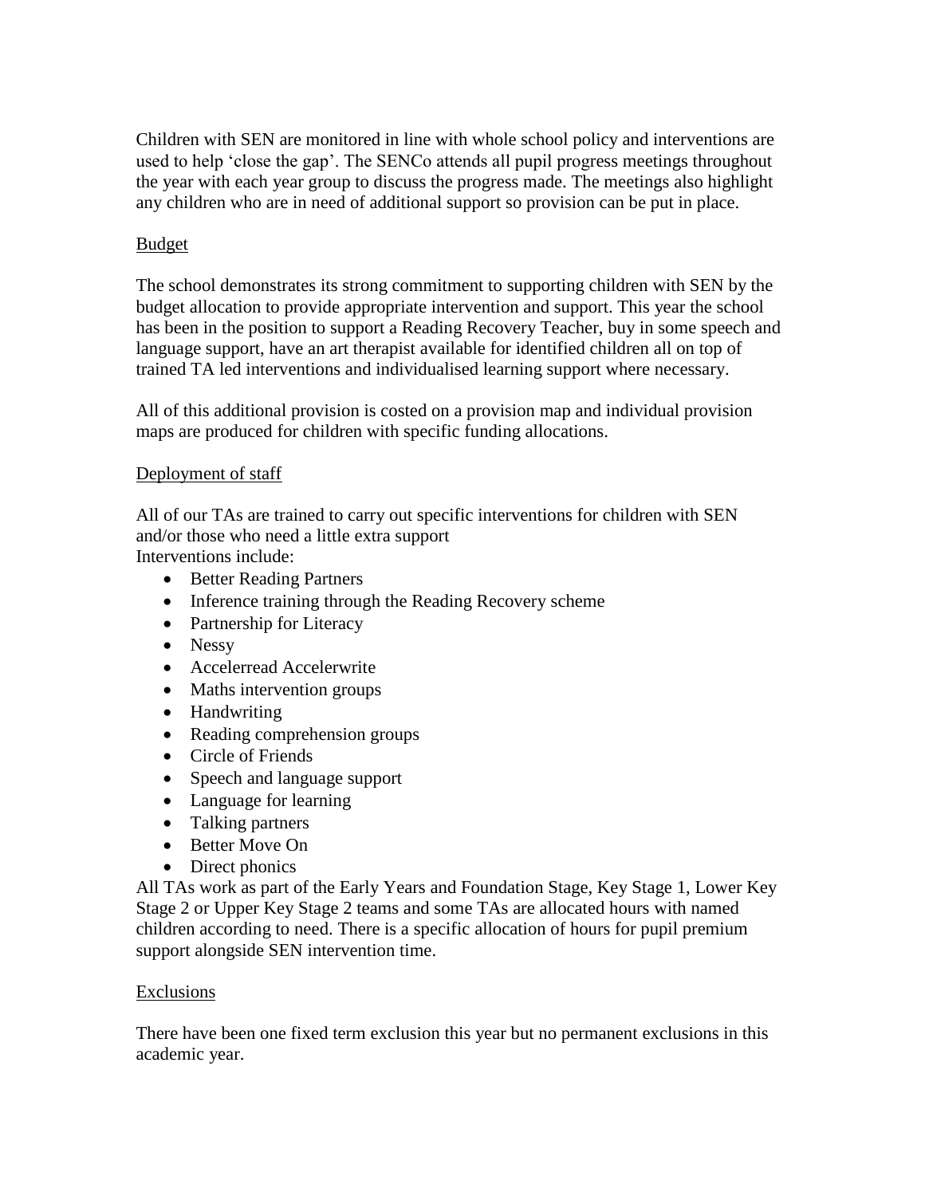Children with SEN are monitored in line with whole school policy and interventions are used to help 'close the gap'. The SENCo attends all pupil progress meetings throughout the year with each year group to discuss the progress made. The meetings also highlight any children who are in need of additional support so provision can be put in place.

<u>Budget</u>

The school demonstrates its strong commitment to supporting children with SEN by the budget allocation to provide appropriate intervention and support. This year the school has been in the position to support a Reading Recovery Teacher, buy in some speech and language support, have an art therapist available for identified children all on top of trained TA led interventions and individualised learning support where necessary.

All of this additional provision is costed on a provision map and individual provision maps are produced for children with specific funding allocations.

<u>Deployment of staff</u>

All of our TAs are trained to carry out specific interventions for children with SEN and/or those who need a little extra support
Interventions include:

- Better Reading Partners
- Inference training through the Reading Recovery scheme
- Partnership for Literacy
- Nessy
- Accelerread Accelerwrite
- Maths intervention groups
- Handwriting
- Reading comprehension groups
- Circle of Friends
- Speech and language support
- Language for learning
- Talking partners
- Better Move On
- Direct phonics

All TAs work as part of the Early Years and Foundation Stage, Key Stage 1, Lower Key Stage 2 or Upper Key Stage 2 teams and some TAs are allocated hours with named children according to need. There is a specific allocation of hours for pupil premium support alongside SEN intervention time.

<u>Exclusions</u>

There have been one fixed term exclusion this year but no permanent exclusions in this academic year.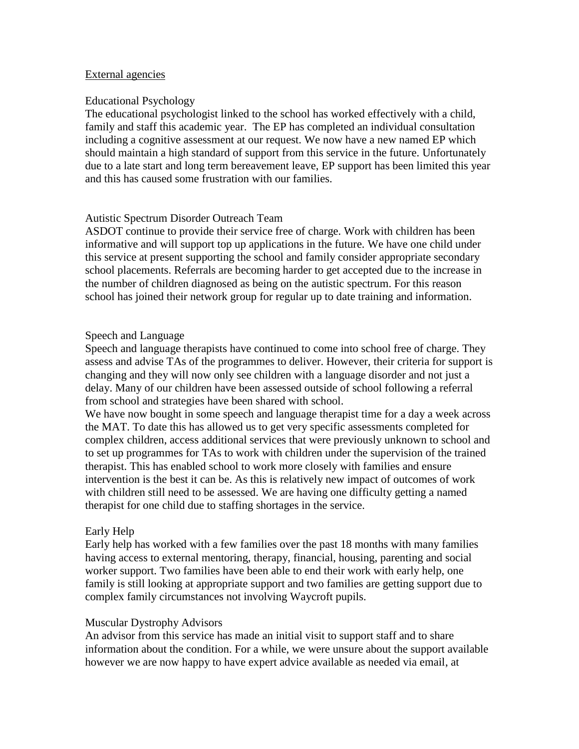## External agencies

### Educational Psychology

The educational psychologist linked to the school has worked effectively with a child, family and staff this academic year. The EP has completed an individual consultation including a cognitive assessment at our request. We now have a new named EP which should maintain a high standard of support from this service in the future. Unfortunately due to a late start and long term bereavement leave, EP support has been limited this year and this has caused some frustration with our families.

### Autistic Spectrum Disorder Outreach Team

ASDOT continue to provide their service free of charge. Work with children has been informative and will support top up applications in the future. We have one child under this service at present supporting the school and family consider appropriate secondary school placements. Referrals are becoming harder to get accepted due to the increase in the number of children diagnosed as being on the autistic spectrum. For this reason school has joined their network group for regular up to date training and information.

### Speech and Language

Speech and language therapists have continued to come into school free of charge. They assess and advise TAs of the programmes to deliver. However, their criteria for support is changing and they will now only see children with a language disorder and not just a delay. Many of our children have been assessed outside of school following a referral from school and strategies have been shared with school.

We have now bought in some speech and language therapist time for a day a week across the MAT. To date this has allowed us to get very specific assessments completed for complex children, access additional services that were previously unknown to school and to set up programmes for TAs to work with children under the supervision of the trained therapist. This has enabled school to work more closely with families and ensure intervention is the best it can be. As this is relatively new impact of outcomes of work with children still need to be assessed. We are having one difficulty getting a named therapist for one child due to staffing shortages in the service.

### Early Help

Early help has worked with a few families over the past 18 months with many families having access to external mentoring, therapy, financial, housing, parenting and social worker support. Two families have been able to end their work with early help, one family is still looking at appropriate support and two families are getting support due to complex family circumstances not involving Waycroft pupils.

### Muscular Dystrophy Advisors

An advisor from this service has made an initial visit to support staff and to share information about the condition. For a while, we were unsure about the support available however we are now happy to have expert advice available as needed via email, at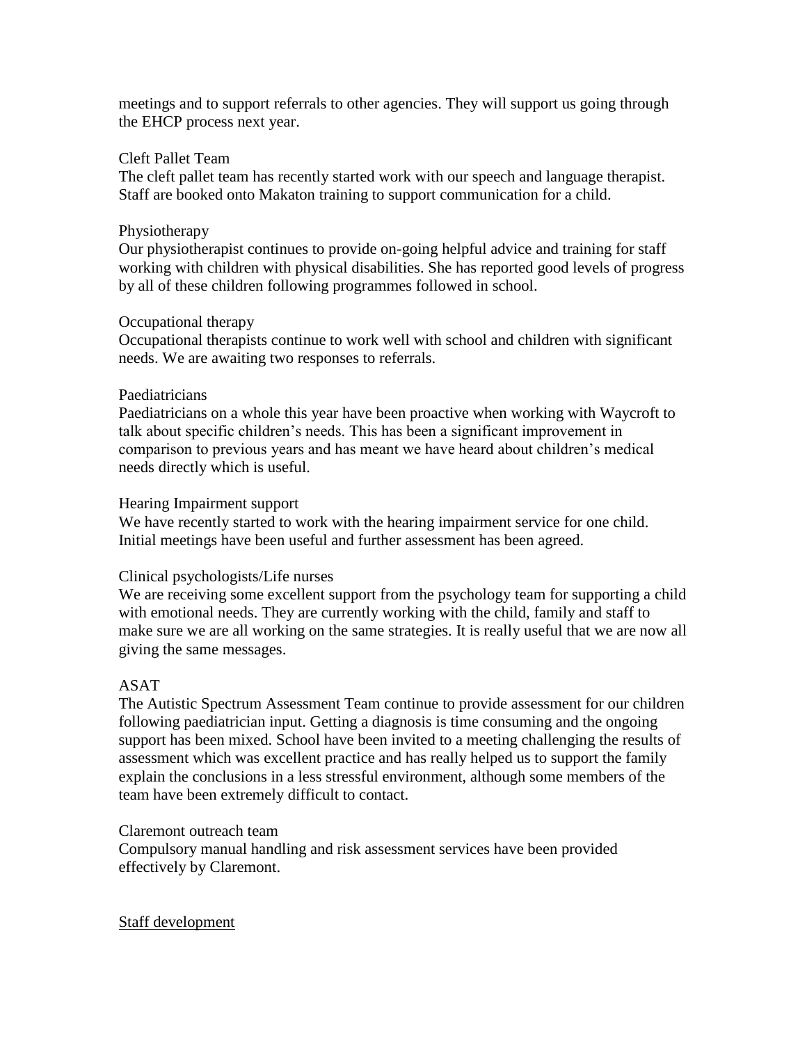meetings and to support referrals to other agencies. They will support us going through the EHCP process next year.

Cleft Pallet Team
The cleft pallet team has recently started work with our speech and language therapist. Staff are booked onto Makaton training to support communication for a child.

Physiotherapy
Our physiotherapist continues to provide on-going helpful advice and training for staff working with children with physical disabilities. She has reported good levels of progress by all of these children following programmes followed in school.

Occupational therapy
Occupational therapists continue to work well with school and children with significant needs. We are awaiting two responses to referrals.

Paediatricians
Paediatricians on a whole this year have been proactive when working with Waycroft to talk about specific children's needs. This has been a significant improvement in comparison to previous years and has meant we have heard about children's medical needs directly which is useful.

Hearing Impairment support
We have recently started to work with the hearing impairment service for one child. Initial meetings have been useful and further assessment has been agreed.

Clinical psychologists/Life nurses
We are receiving some excellent support from the psychology team for supporting a child with emotional needs. They are currently working with the child, family and staff to make sure we are all working on the same strategies. It is really useful that we are now all giving the same messages.

ASAT
The Autistic Spectrum Assessment Team continue to provide assessment for our children following paediatrician input. Getting a diagnosis is time consuming and the ongoing support has been mixed. School have been invited to a meeting challenging the results of assessment which was excellent practice and has really helped us to support the family explain the conclusions in a less stressful environment, although some members of the team have been extremely difficult to contact.

Claremont outreach team
Compulsory manual handling and risk assessment services have been provided effectively by Claremont.

<u>Staff development</u>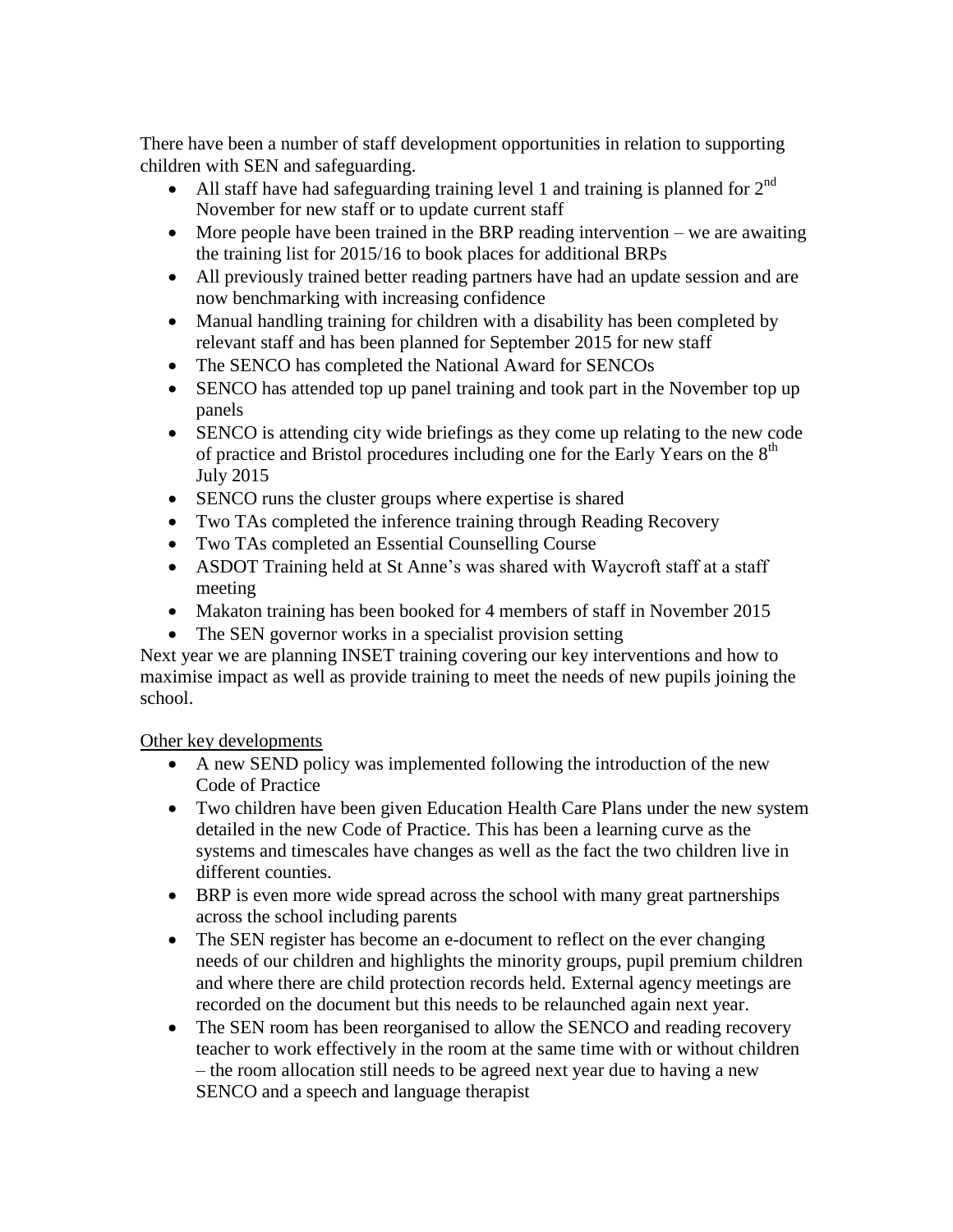There have been a number of staff development opportunities in relation to supporting children with SEN and safeguarding.

- All staff have had safeguarding training level 1 and training is planned for 2nd November for new staff or to update current staff
- More people have been trained in the BRP reading intervention – we are awaiting the training list for 2015/16 to book places for additional BRPs
- All previously trained better reading partners have had an update session and are now benchmarking with increasing confidence
- Manual handling training for children with a disability has been completed by relevant staff and has been planned for September 2015 for new staff
- The SENCO has completed the National Award for SENCOs
- SENCO has attended top up panel training and took part in the November top up panels
- SENCO is attending city wide briefings as they come up relating to the new code of practice and Bristol procedures including one for the Early Years on the 8th July 2015
- SENCO runs the cluster groups where expertise is shared
- Two TAs completed the inference training through Reading Recovery
- Two TAs completed an Essential Counselling Course
- ASDOT Training held at St Anne's was shared with Waycroft staff at a staff meeting
- Makaton training has been booked for 4 members of staff in November 2015
- The SEN governor works in a specialist provision setting

Next year we are planning INSET training covering our key interventions and how to maximise impact as well as provide training to meet the needs of new pupils joining the school.

Other key developments

- A new SEND policy was implemented following the introduction of the new Code of Practice
- Two children have been given Education Health Care Plans under the new system detailed in the new Code of Practice. This has been a learning curve as the systems and timescales have changes as well as the fact the two children live in different counties.
- BRP is even more wide spread across the school with many great partnerships across the school including parents
- The SEN register has become an e-document to reflect on the ever changing needs of our children and highlights the minority groups, pupil premium children and where there are child protection records held. External agency meetings are recorded on the document but this needs to be relaunched again next year.
- The SEN room has been reorganised to allow the SENCO and reading recovery teacher to work effectively in the room at the same time with or without children – the room allocation still needs to be agreed next year due to having a new SENCO and a speech and language therapist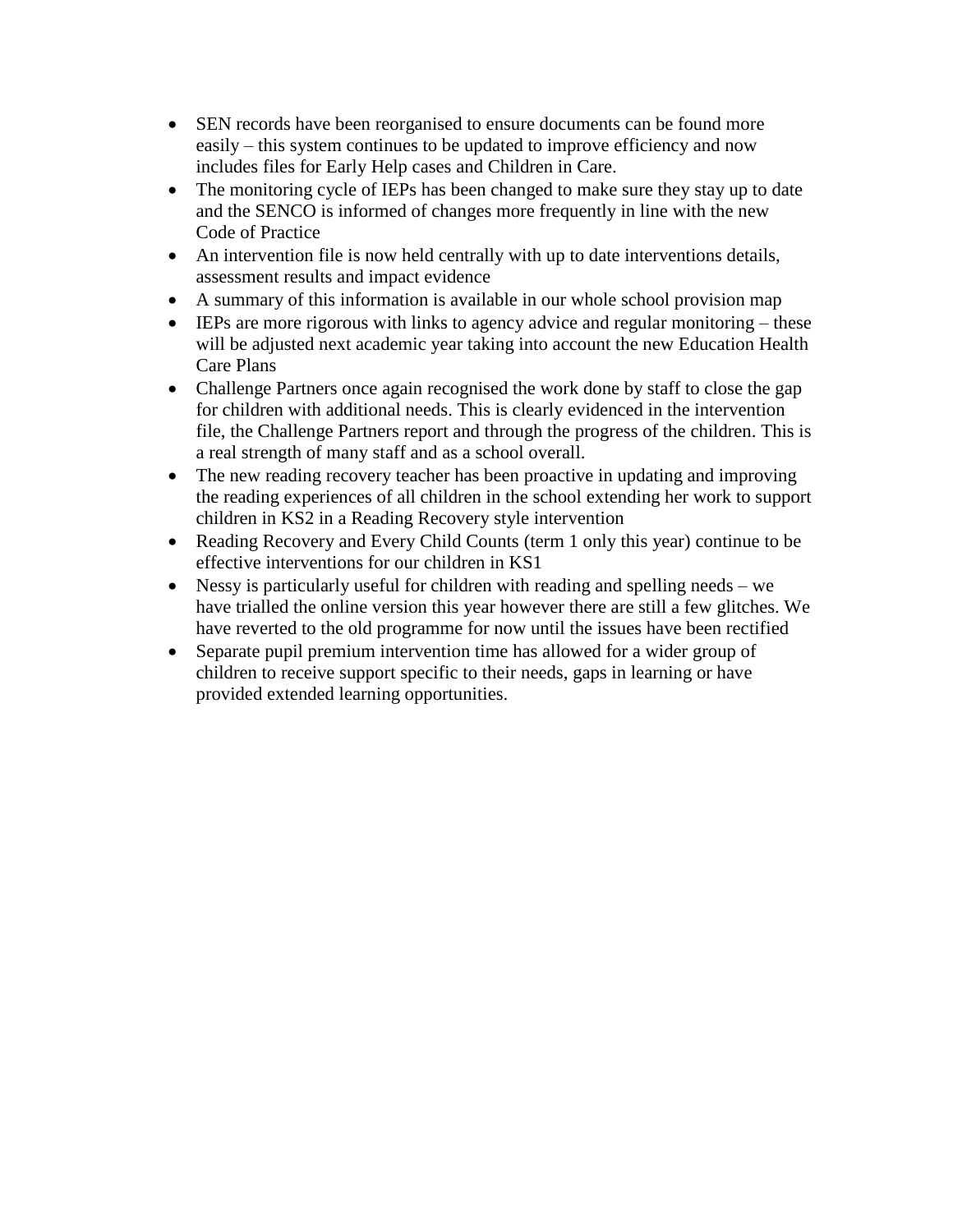- SEN records have been reorganised to ensure documents can be found more easily – this system continues to be updated to improve efficiency and now includes files for Early Help cases and Children in Care.
- The monitoring cycle of IEPs has been changed to make sure they stay up to date and the SENCO is informed of changes more frequently in line with the new Code of Practice
- An intervention file is now held centrally with up to date interventions details, assessment results and impact evidence
- A summary of this information is available in our whole school provision map
- IEPs are more rigorous with links to agency advice and regular monitoring – these will be adjusted next academic year taking into account the new Education Health Care Plans
- Challenge Partners once again recognised the work done by staff to close the gap for children with additional needs. This is clearly evidenced in the intervention file, the Challenge Partners report and through the progress of the children. This is a real strength of many staff and as a school overall.
- The new reading recovery teacher has been proactive in updating and improving the reading experiences of all children in the school extending her work to support children in KS2 in a Reading Recovery style intervention
- Reading Recovery and Every Child Counts (term 1 only this year) continue to be effective interventions for our children in KS1
- Nessy is particularly useful for children with reading and spelling needs – we have trialled the online version this year however there are still a few glitches. We have reverted to the old programme for now until the issues have been rectified
- Separate pupil premium intervention time has allowed for a wider group of children to receive support specific to their needs, gaps in learning or have provided extended learning opportunities.